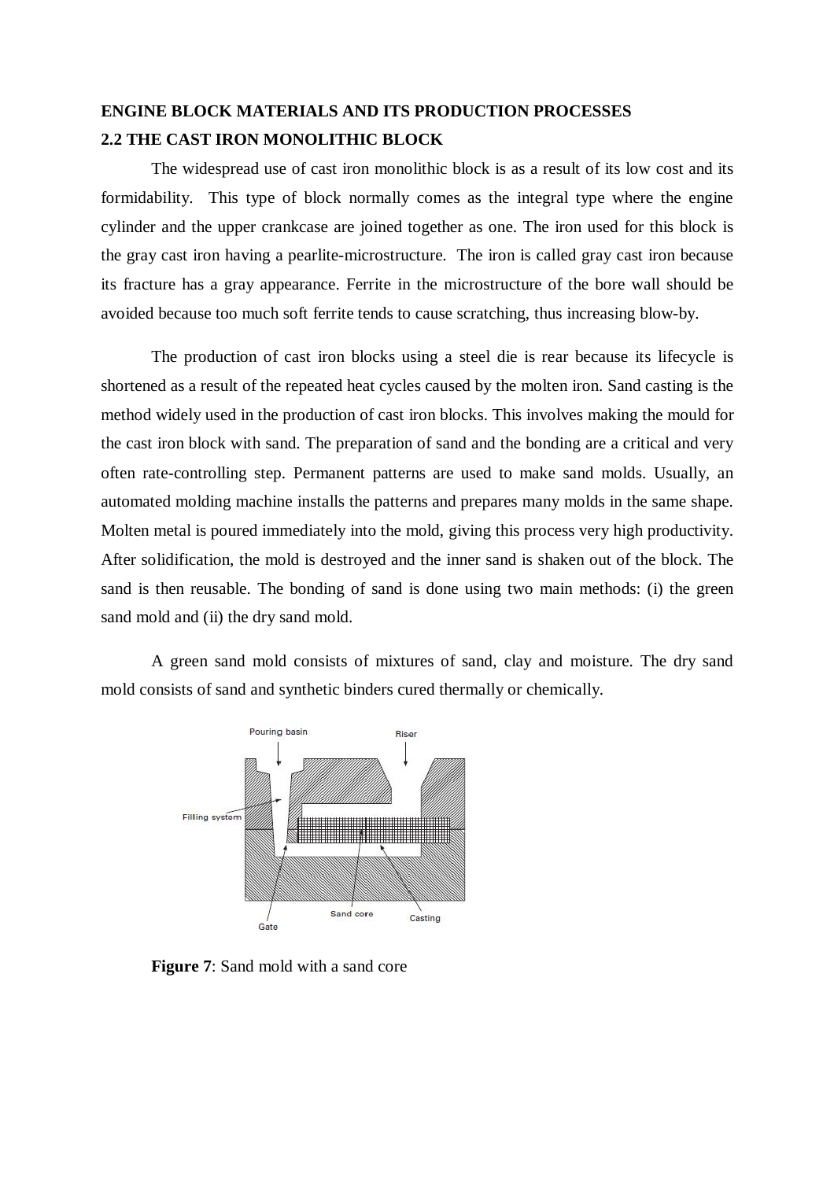**ENGINE BLOCK MATERIALS AND ITS PRODUCTION PROCESSES**

## 2.2 THE CAST IRON MONOLITHIC BLOCK

The widespread use of cast iron monolithic block is as a result of its low cost and its formidability. This type of block normally comes as the integral type where the engine cylinder and the upper crankcase are joined together as one. The iron used for this block is the gray cast iron having a pearlite-microstructure. The iron is called gray cast iron because its fracture has a gray appearance. Ferrite in the microstructure of the bore wall should be avoided because too much soft ferrite tends to cause scratching, thus increasing blow-by.

The production of cast iron blocks using a steel die is rear because its lifecycle is shortened as a result of the repeated heat cycles caused by the molten iron. Sand casting is the method widely used in the production of cast iron blocks. This involves making the mould for the cast iron block with sand. The preparation of sand and the bonding are a critical and very often rate-controlling step. Permanent patterns are used to make sand molds. Usually, an automated molding machine installs the patterns and prepares many molds in the same shape. Molten metal is poured immediately into the mold, giving this process very high productivity. After solidification, the mold is destroyed and the inner sand is shaken out of the block. The sand is then reusable. The bonding of sand is done using two main methods: (i) the green sand mold and (ii) the dry sand mold.

A green sand mold consists of mixtures of sand, clay and moisture. The dry sand mold consists of sand and synthetic binders cured thermally or chemically.

**Figure 7**: Sand mold with a sand core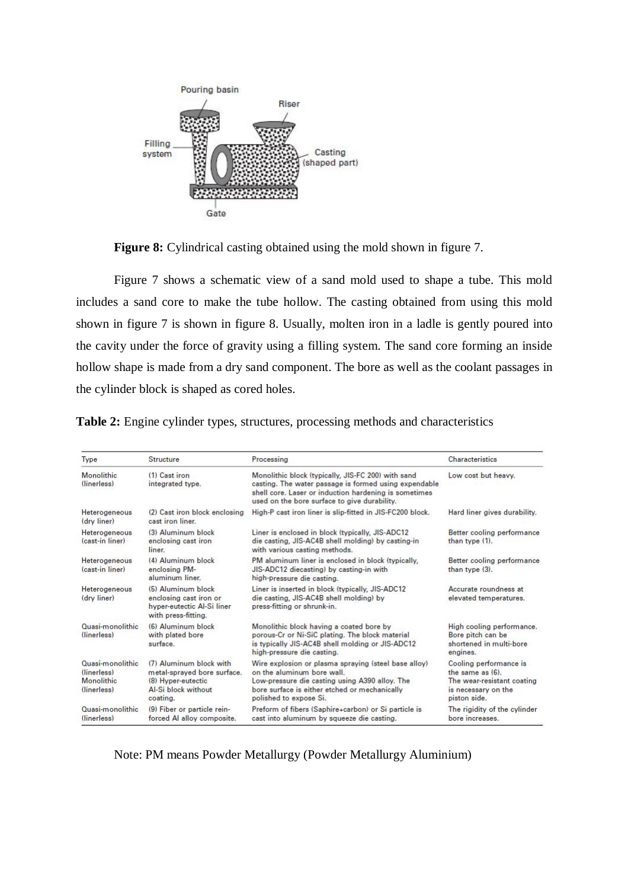**Figure 8:** Cylindrical casting obtained using the mold shown in figure 7.

Figure 7 shows a schematic view of a sand mold used to shape a tube. This mold includes a sand core to make the tube hollow. The casting obtained from using this mold shown in figure 7 is shown in figure 8. Usually, molten iron in a ladle is gently poured into the cavity under the force of gravity using a filling system. The sand core forming an inside hollow shape is made from a dry sand component. The bore as well as the coolant passages in the cylinder block is shaped as cored holes.

**Table 2:** Engine cylinder types, structures, processing methods and characteristics

| Type | Structure | Processing | Characteristics |
|---|---|---|---|
| Monolithic (linerless) | (1) Cast iron integrated type. | Monolithic block (typically, JIS-FC 200) with sand casting. The water passage is formed using expendable shell core. Laser or induction hardening is sometimes used on the bore surface to give durability. | Low cost but heavy. |
| Heterogeneous (dry liner) | (2) Cast iron block enclosing cast iron liner. | High-P cast iron liner is slip-fitted in JIS-FC200 block. | Hard liner gives durability. |
| Heterogeneous (cast-in liner) | (3) Aluminum block enclosing cast iron liner. | Liner is enclosed in block (typically, JIS-ADC12 die casting, JIS-AC4B shell molding) by casting-in with various casting methods. | Better cooling performance than type (1). |
| Heterogeneous (cast-in liner) | (4) Aluminum block enclosing PM-aluminum liner. | PM aluminum liner is enclosed in block (typically, JIS-ADC12 diecasting) by casting-in with high-pressure die casting. | Better cooling performance than type (3). |
| Heterogeneous (dry liner) | (5) Aluminum block enclosing cast iron or hyper-eutectic Al-Si liner with press-fitting. | Liner is inserted in block (typically, JIS-ADC12 die casting, JIS-AC4B shell molding) by press-fitting or shrunk-in. | Accurate roundness at elevated temperatures. |
| Quasi-monolithic (linerless) | (6) Aluminum block with plated bore surface. | Monolithic block having a coated bore by porous-Cr or Ni-SiC plating. The block material is typically JIS-AC4B shell molding or JIS-ADC12 high-pressure die casting. | High cooling performance. Bore pitch can be shortened in multi-bore engines. |
| Quasi-monolithic (linerless) | (7) Aluminum block with metal-sprayed bore surface. | Wire explosion or plasma spraying (steel base alloy) on the aluminum bore wall. | Cooling performance is the same as (6). |
| Monolithic (linerless) | (8) Hyper-eutectic Al-Si block without coating. | Low-pressure die casting using A390 alloy. The bore surface is either etched or mechanically polished to expose Si. | The wear-resistant coating is necessary on the piston side. |
| Quasi-monolithic (linerless) | (9) Fiber or particle reinforced Al alloy composite. | Preform of fibers (Saphire+carbon) or Si particle is cast into aluminum by squeeze die casting. | The rigidity of the cylinder bore increases. |

Note: PM means Powder Metallurgy (Powder Metallurgy Aluminium)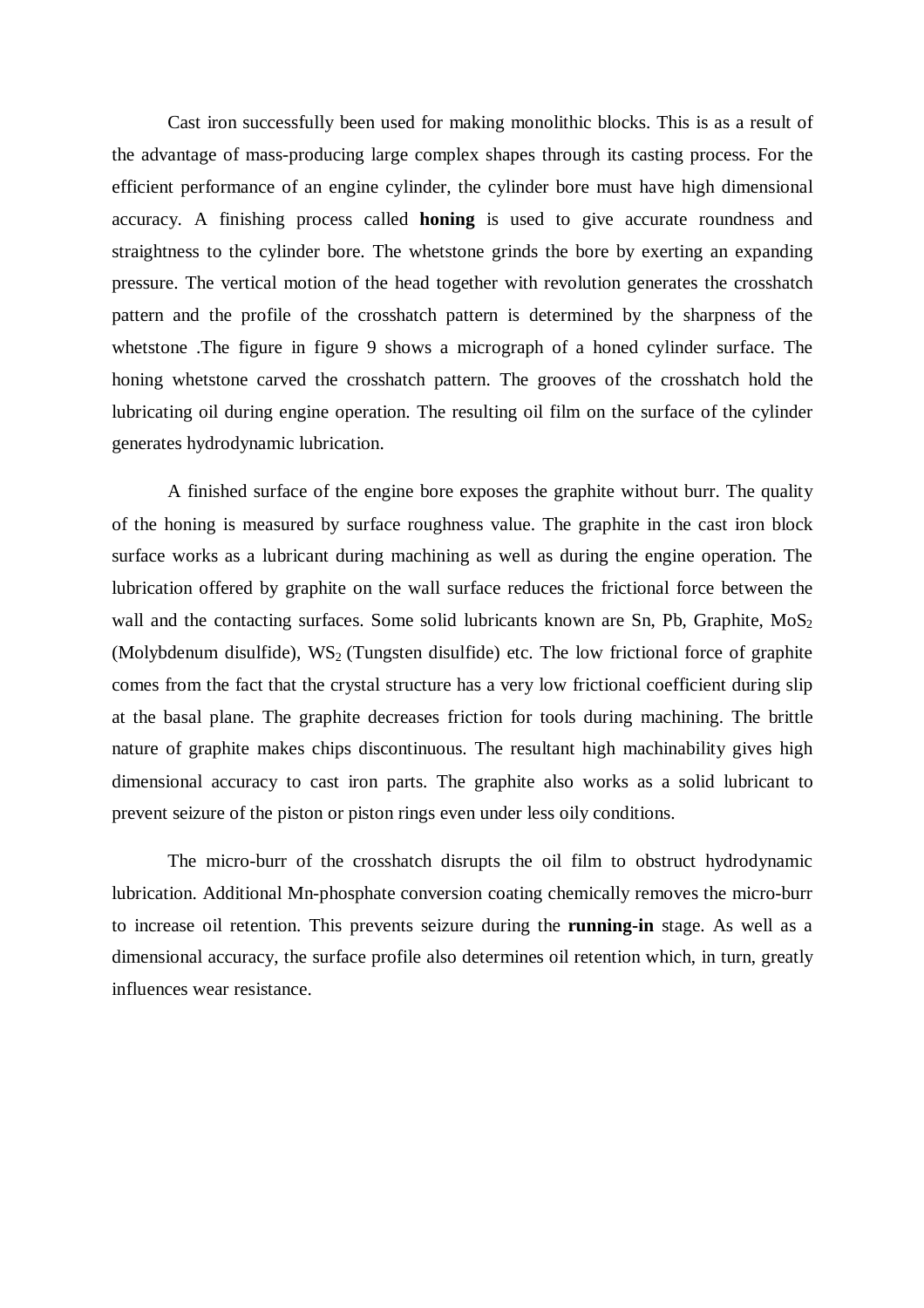Cast iron successfully been used for making monolithic blocks. This is as a result of the advantage of mass-producing large complex shapes through its casting process. For the efficient performance of an engine cylinder, the cylinder bore must have high dimensional accuracy. A finishing process called **honing** is used to give accurate roundness and straightness to the cylinder bore. The whetstone grinds the bore by exerting an expanding pressure. The vertical motion of the head together with revolution generates the crosshatch pattern and the profile of the crosshatch pattern is determined by the sharpness of the whetstone .The figure in figure 9 shows a micrograph of a honed cylinder surface. The honing whetstone carved the crosshatch pattern. The grooves of the crosshatch hold the lubricating oil during engine operation. The resulting oil film on the surface of the cylinder generates hydrodynamic lubrication.

A finished surface of the engine bore exposes the graphite without burr. The quality of the honing is measured by surface roughness value. The graphite in the cast iron block surface works as a lubricant during machining as well as during the engine operation. The lubrication offered by graphite on the wall surface reduces the frictional force between the wall and the contacting surfaces. Some solid lubricants known are Sn, Pb, Graphite, $MoS_2$ (Molybdenum disulfide), $WS_2$ (Tungsten disulfide) etc. The low frictional force of graphite comes from the fact that the crystal structure has a very low frictional coefficient during slip at the basal plane. The graphite decreases friction for tools during machining. The brittle nature of graphite makes chips discontinuous. The resultant high machinability gives high dimensional accuracy to cast iron parts. The graphite also works as a solid lubricant to prevent seizure of the piston or piston rings even under less oily conditions.

The micro-burr of the crosshatch disrupts the oil film to obstruct hydrodynamic lubrication. Additional Mn-phosphate conversion coating chemically removes the micro-burr to increase oil retention. This prevents seizure during the **running-in** stage. As well as a dimensional accuracy, the surface profile also determines oil retention which, in turn, greatly influences wear resistance.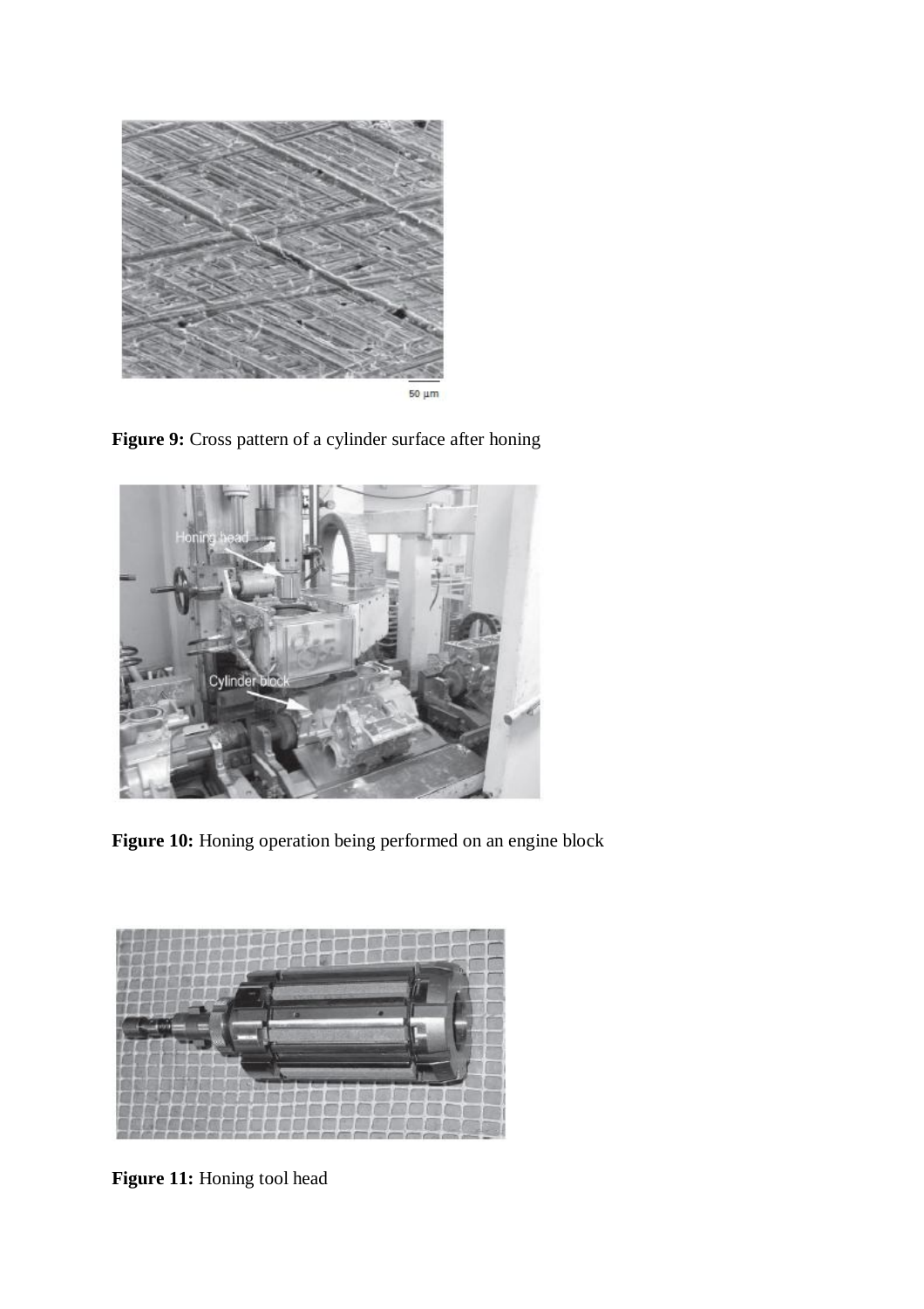**Figure 9:** Cross pattern of a cylinder surface after honing

**Figure 10:** Honing operation being performed on an engine block

**Figure 11:** Honing tool head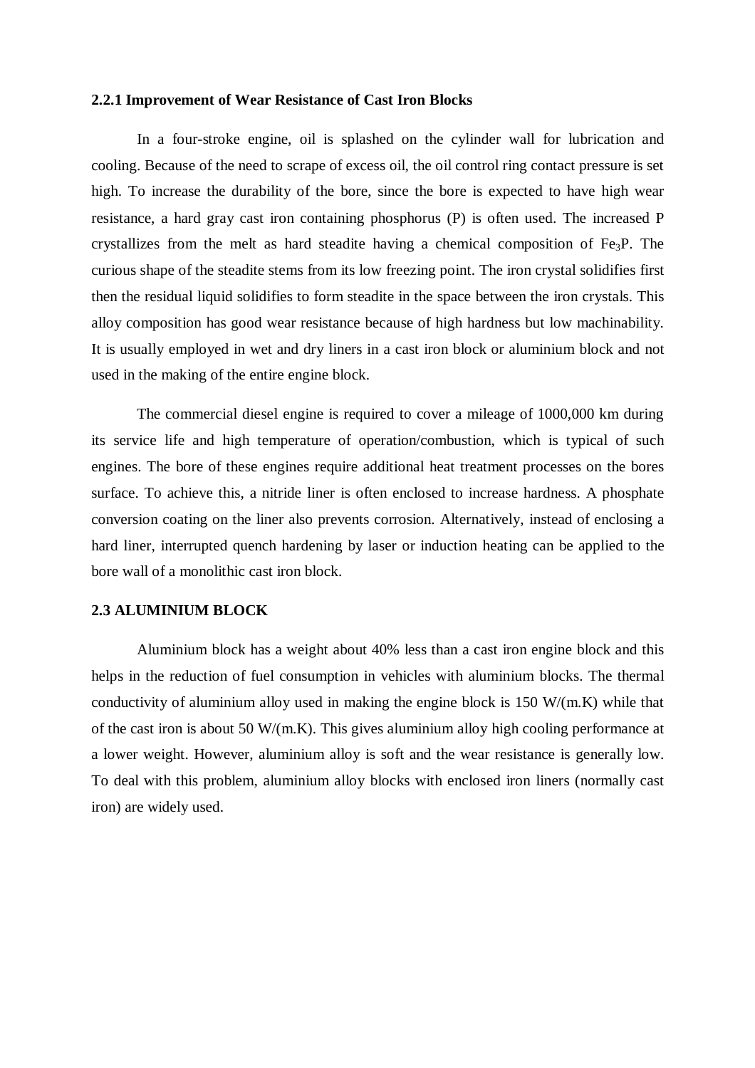### 2.2.1 Improvement of Wear Resistance of Cast Iron Blocks

In a four-stroke engine, oil is splashed on the cylinder wall for lubrication and cooling. Because of the need to scrape of excess oil, the oil control ring contact pressure is set high. To increase the durability of the bore, since the bore is expected to have high wear resistance, a hard gray cast iron containing phosphorus (P) is often used. The increased P crystallizes from the melt as hard steadite having a chemical composition of $Fe_3P$. The curious shape of the steadite stems from its low freezing point. The iron crystal solidifies first then the residual liquid solidifies to form steadite in the space between the iron crystals. This alloy composition has good wear resistance because of high hardness but low machinability. It is usually employed in wet and dry liners in a cast iron block or aluminium block and not used in the making of the entire engine block.

The commercial diesel engine is required to cover a mileage of 1000,000 km during its service life and high temperature of operation/combustion, which is typical of such engines. The bore of these engines require additional heat treatment processes on the bores surface. To achieve this, a nitride liner is often enclosed to increase hardness. A phosphate conversion coating on the liner also prevents corrosion. Alternatively, instead of enclosing a hard liner, interrupted quench hardening by laser or induction heating can be applied to the bore wall of a monolithic cast iron block.

## 2.3 ALUMINIUM BLOCK

Aluminium block has a weight about 40% less than a cast iron engine block and this helps in the reduction of fuel consumption in vehicles with aluminium blocks. The thermal conductivity of aluminium alloy used in making the engine block is 150 W/(m.K) while that of the cast iron is about 50 W/(m.K). This gives aluminium alloy high cooling performance at a lower weight. However, aluminium alloy is soft and the wear resistance is generally low. To deal with this problem, aluminium alloy blocks with enclosed iron liners (normally cast iron) are widely used.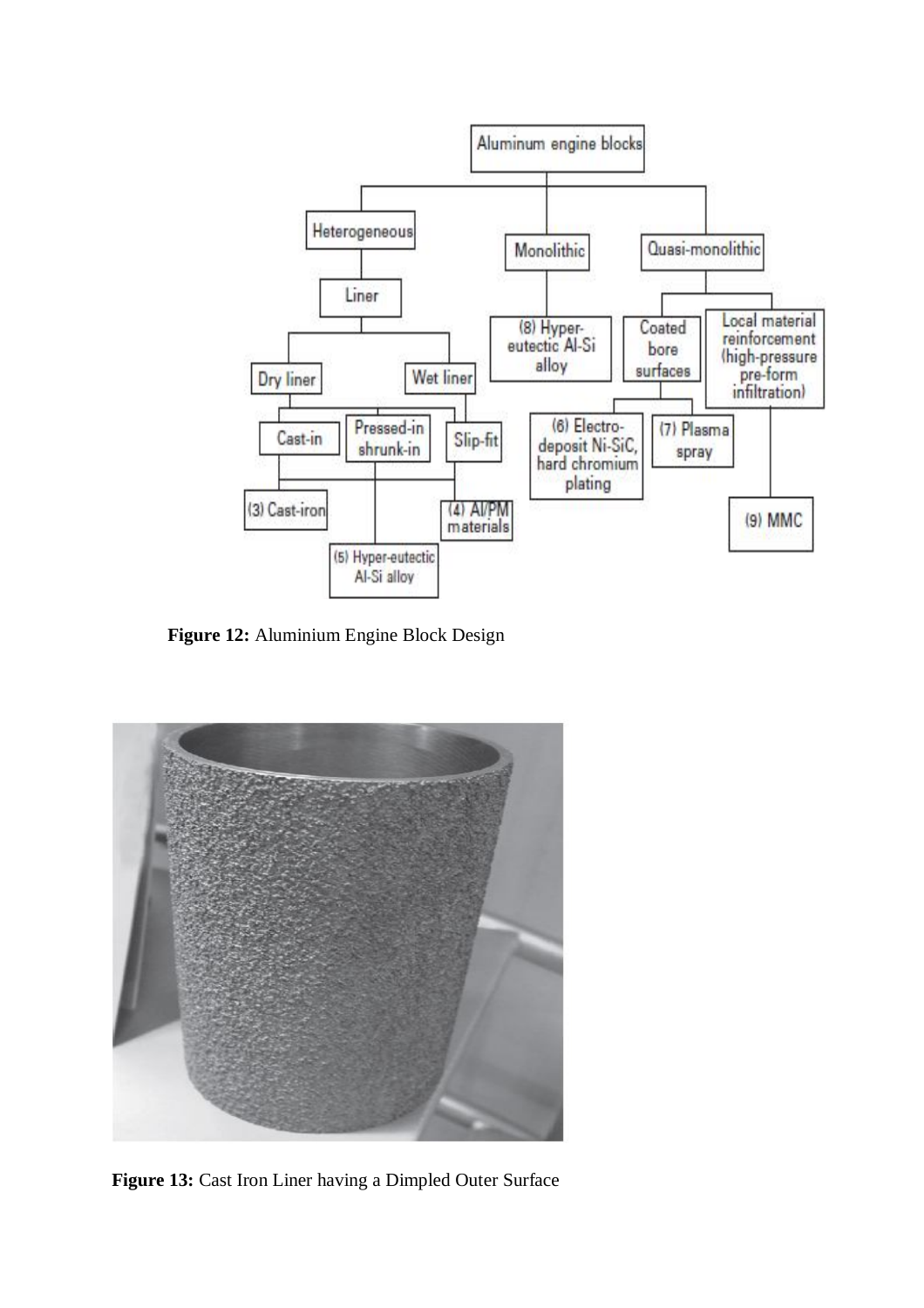Figure 12: Aluminium Engine Block Design

Figure 13: Cast Iron Liner having a Dimpled Outer Surface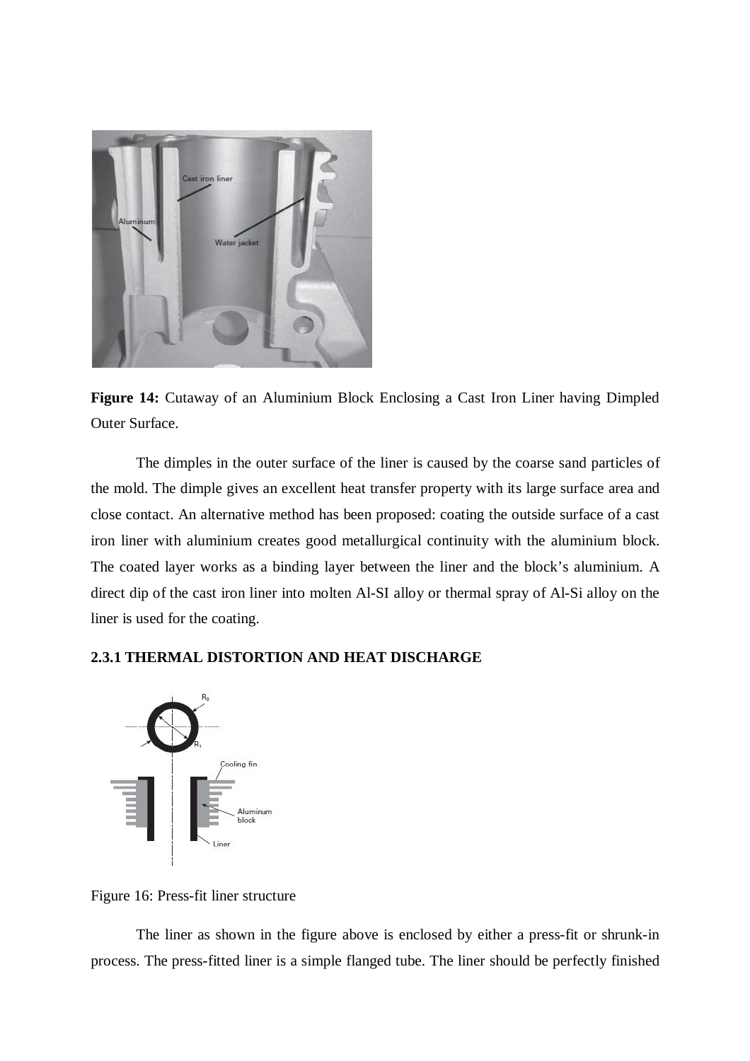**Figure 14:** Cutaway of an Aluminium Block Enclosing a Cast Iron Liner having Dimpled Outer Surface.

The dimples in the outer surface of the liner is caused by the coarse sand particles of the mold. The dimple gives an excellent heat transfer property with its large surface area and close contact. An alternative method has been proposed: coating the outside surface of a cast iron liner with aluminium creates good metallurgical continuity with the aluminium block. The coated layer works as a binding layer between the liner and the block's aluminium. A direct dip of the cast iron liner into molten Al-SI alloy or thermal spray of Al-Si alloy on the liner is used for the coating.

### 2.3.1 THERMAL DISTORTION AND HEAT DISCHARGE

Figure 16: Press-fit liner structure

The liner as shown in the figure above is enclosed by either a press-fit or shrunk-in process. The press-fitted liner is a simple flanged tube. The liner should be perfectly finished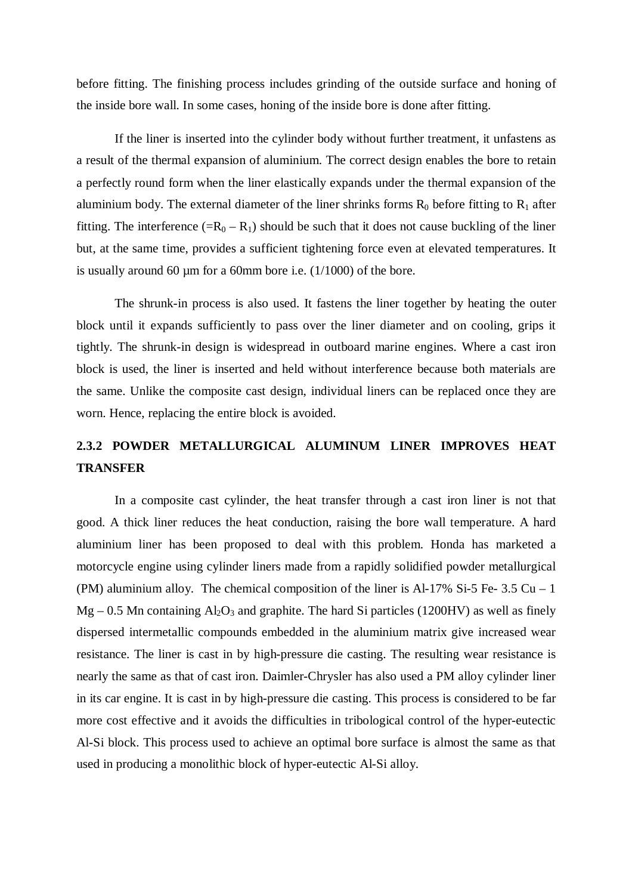before fitting. The finishing process includes grinding of the outside surface and honing of the inside bore wall. In some cases, honing of the inside bore is done after fitting.

If the liner is inserted into the cylinder body without further treatment, it unfastens as a result of the thermal expansion of aluminium. The correct design enables the bore to retain a perfectly round form when the liner elastically expands under the thermal expansion of the aluminium body. The external diameter of the liner shrinks forms $R_0$ before fitting to $R_1$ after fitting. The interference ($=R_0 - R_1$) should be such that it does not cause buckling of the liner but, at the same time, provides a sufficient tightening force even at elevated temperatures. It is usually around 60 µm for a 60mm bore i.e. (1/1000) of the bore.

The shrunk-in process is also used. It fastens the liner together by heating the outer block until it expands sufficiently to pass over the liner diameter and on cooling, grips it tightly. The shrunk-in design is widespread in outboard marine engines. Where a cast iron block is used, the liner is inserted and held without interference because both materials are the same. Unlike the composite cast design, individual liners can be replaced once they are worn. Hence, replacing the entire block is avoided.

### 2.3.2 POWDER METALLURGICAL ALUMINUM LINER IMPROVES HEAT TRANSFER

In a composite cast cylinder, the heat transfer through a cast iron liner is not that good. A thick liner reduces the heat conduction, raising the bore wall temperature. A hard aluminium liner has been proposed to deal with this problem. Honda has marketed a motorcycle engine using cylinder liners made from a rapidly solidified powder metallurgical (PM) aluminium alloy. The chemical composition of the liner is Al-17% Si-5 Fe- 3.5 Cu – 1 Mg – 0.5 Mn containing $Al_2O_3$ and graphite. The hard Si particles (1200HV) as well as finely dispersed intermetallic compounds embedded in the aluminium matrix give increased wear resistance. The liner is cast in by high-pressure die casting. The resulting wear resistance is nearly the same as that of cast iron. Daimler-Chrysler has also used a PM alloy cylinder liner in its car engine. It is cast in by high-pressure die casting. This process is considered to be far more cost effective and it avoids the difficulties in tribological control of the hyper-eutectic Al-Si block. This process used to achieve an optimal bore surface is almost the same as that used in producing a monolithic block of hyper-eutectic Al-Si alloy.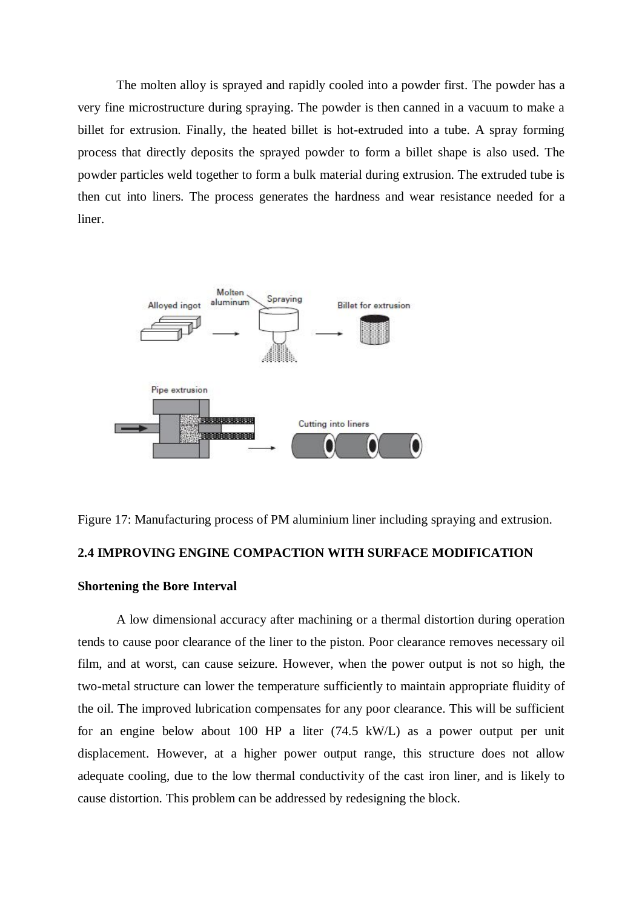The molten alloy is sprayed and rapidly cooled into a powder first. The powder has a very fine microstructure during spraying. The powder is then canned in a vacuum to make a billet for extrusion. Finally, the heated billet is hot-extruded into a tube. A spray forming process that directly deposits the sprayed powder to form a billet shape is also used. The powder particles weld together to form a bulk material during extrusion. The extruded tube is then cut into liners. The process generates the hardness and wear resistance needed for a liner.

Figure 17: Manufacturing process of PM aluminium liner including spraying and extrusion.

**2.4 IMPROVING ENGINE COMPACTION WITH SURFACE MODIFICATION**

**Shortening the Bore Interval**

A low dimensional accuracy after machining or a thermal distortion during operation tends to cause poor clearance of the liner to the piston. Poor clearance removes necessary oil film, and at worst, can cause seizure. However, when the power output is not so high, the two-metal structure can lower the temperature sufficiently to maintain appropriate fluidity of the oil. The improved lubrication compensates for any poor clearance. This will be sufficient for an engine below about 100 HP a liter (74.5 kW/L) as a power output per unit displacement. However, at a higher power output range, this structure does not allow adequate cooling, due to the low thermal conductivity of the cast iron liner, and is likely to cause distortion. This problem can be addressed by redesigning the block.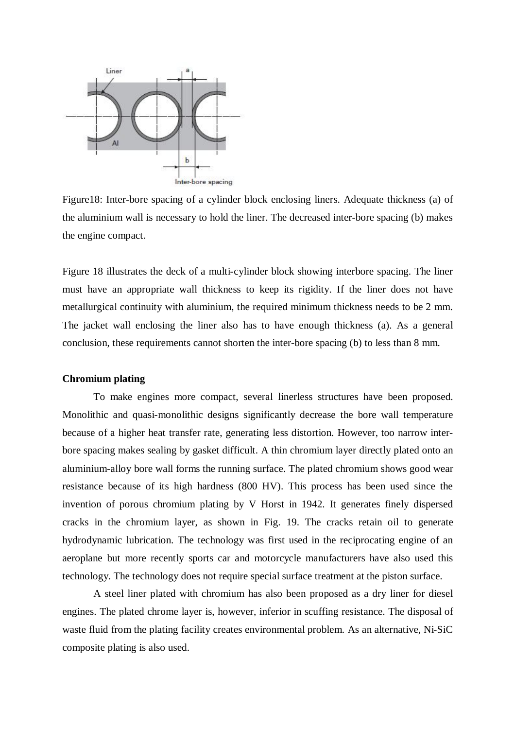Figure18: Inter-bore spacing of a cylinder block enclosing liners. Adequate thickness (a) of the aluminium wall is necessary to hold the liner. The decreased inter-bore spacing (b) makes the engine compact.

Figure 18 illustrates the deck of a multi-cylinder block showing interbore spacing. The liner must have an appropriate wall thickness to keep its rigidity. If the liner does not have metallurgical continuity with aluminium, the required minimum thickness needs to be 2 mm. The jacket wall enclosing the liner also has to have enough thickness (a). As a general conclusion, these requirements cannot shorten the inter-bore spacing (b) to less than 8 mm.

**Chromium plating**

To make engines more compact, several linerless structures have been proposed. Monolithic and quasi-monolithic designs significantly decrease the bore wall temperature because of a higher heat transfer rate, generating less distortion. However, too narrow inter-bore spacing makes sealing by gasket difficult. A thin chromium layer directly plated onto an aluminium-alloy bore wall forms the running surface. The plated chromium shows good wear resistance because of its high hardness (800 HV). This process has been used since the invention of porous chromium plating by V Horst in 1942. It generates finely dispersed cracks in the chromium layer, as shown in Fig. 19. The cracks retain oil to generate hydrodynamic lubrication. The technology was first used in the reciprocating engine of an aeroplane but more recently sports car and motorcycle manufacturers have also used this technology. The technology does not require special surface treatment at the piston surface.

A steel liner plated with chromium has also been proposed as a dry liner for diesel engines. The plated chrome layer is, however, inferior in scuffing resistance. The disposal of waste fluid from the plating facility creates environmental problem. As an alternative, Ni-SiC composite plating is also used.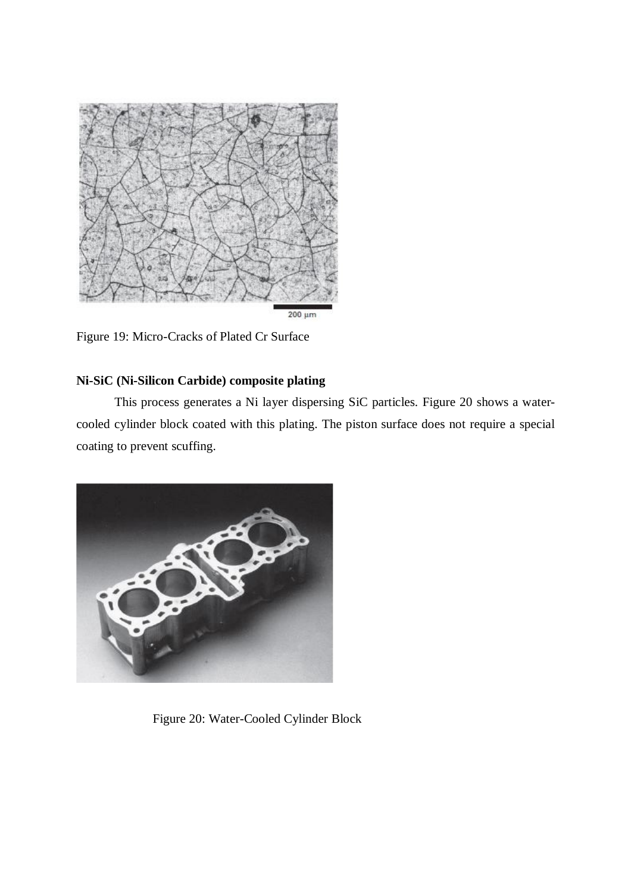Figure 19: Micro-Cracks of Plated Cr Surface

**Ni-SiC (Ni-Silicon Carbide) composite plating**

This process generates a Ni layer dispersing SiC particles. Figure 20 shows a water-cooled cylinder block coated with this plating. The piston surface does not require a special coating to prevent scuffing.

Figure 20: Water-Cooled Cylinder Block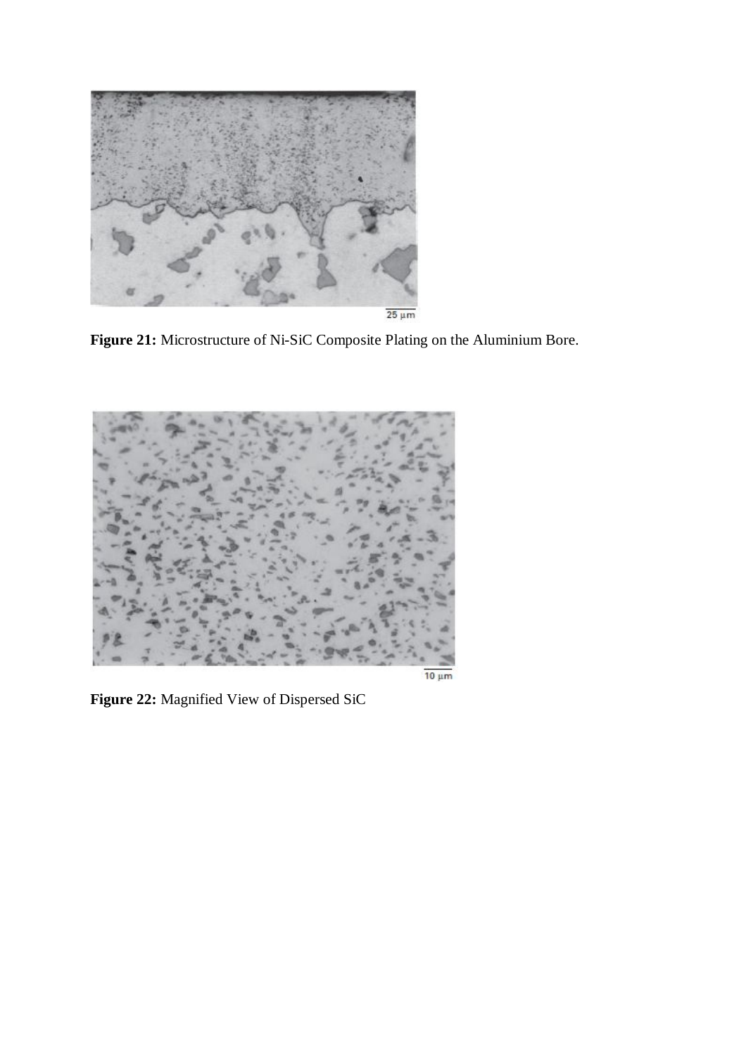**Figure 21:** Microstructure of Ni-SiC Composite Plating on the Aluminium Bore.

**Figure 22:** Magnified View of Dispersed SiC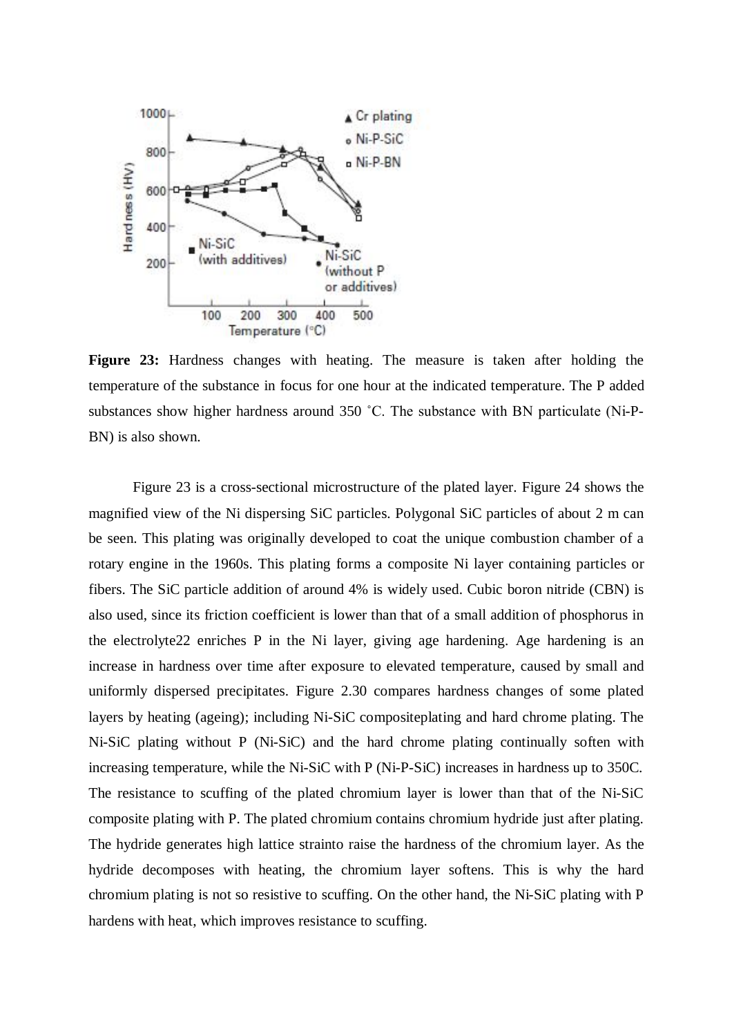**Figure 23:** Hardness changes with heating. The measure is taken after holding the temperature of the substance in focus for one hour at the indicated temperature. The P added substances show higher hardness around 350 ˚C. The substance with BN particulate (Ni-P-BN) is also shown.

Figure 23 is a cross-sectional microstructure of the plated layer. Figure 24 shows the magnified view of the Ni dispersing SiC particles. Polygonal SiC particles of about 2 m can be seen. This plating was originally developed to coat the unique combustion chamber of a rotary engine in the 1960s. This plating forms a composite Ni layer containing particles or fibers. The SiC particle addition of around 4% is widely used. Cubic boron nitride (CBN) is also used, since its friction coefficient is lower than that of a small addition of phosphorus in the electrolyte22 enriches P in the Ni layer, giving age hardening. Age hardening is an increase in hardness over time after exposure to elevated temperature, caused by small and uniformly dispersed precipitates. Figure 2.30 compares hardness changes of some plated layers by heating (ageing); including Ni-SiC compositeplating and hard chrome plating. The Ni-SiC plating without P (Ni-SiC) and the hard chrome plating continually soften with increasing temperature, while the Ni-SiC with P (Ni-P-SiC) increases in hardness up to 350C. The resistance to scuffing of the plated chromium layer is lower than that of the Ni-SiC composite plating with P. The plated chromium contains chromium hydride just after plating. The hydride generates high lattice strainto raise the hardness of the chromium layer. As the hydride decomposes with heating, the chromium layer softens. This is why the hard chromium plating is not so resistive to scuffing. On the other hand, the Ni-SiC plating with P hardens with heat, which improves resistance to scuffing.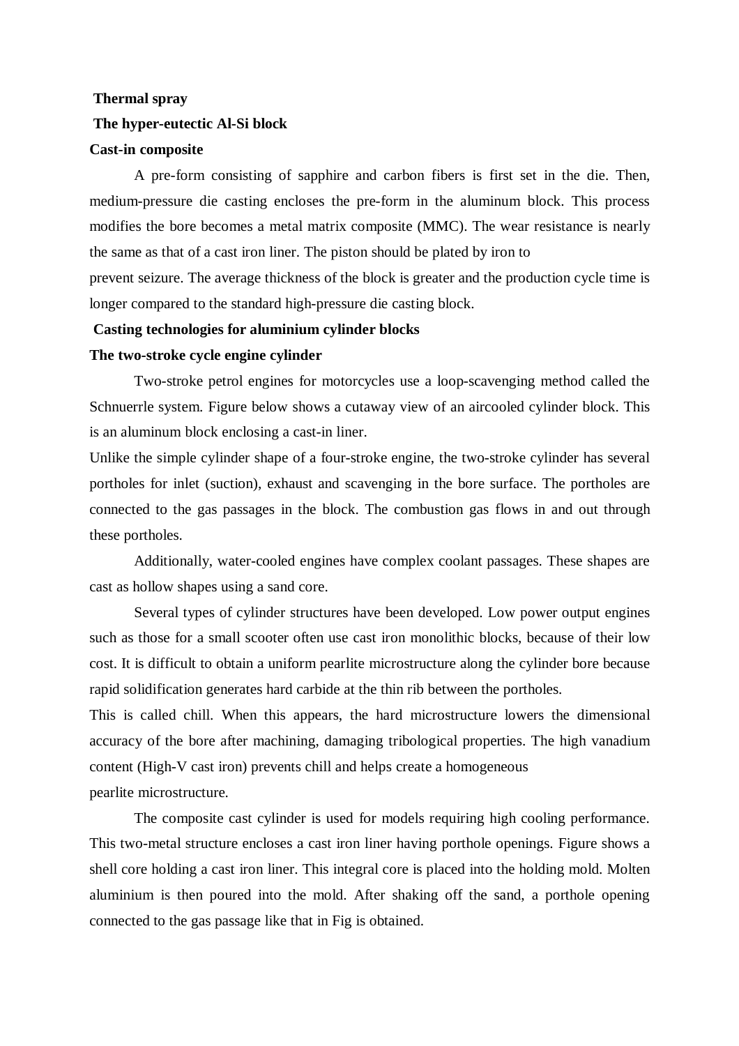**Thermal spray**

**The hyper-eutectic Al-Si block**

**Cast-in composite**

A pre-form consisting of sapphire and carbon fibers is first set in the die. Then, medium-pressure die casting encloses the pre-form in the aluminum block. This process modifies the bore becomes a metal matrix composite (MMC). The wear resistance is nearly the same as that of a cast iron liner. The piston should be plated by iron to prevent seizure. The average thickness of the block is greater and the production cycle time is longer compared to the standard high-pressure die casting block.

**Casting technologies for aluminium cylinder blocks**

**The two-stroke cycle engine cylinder**

Two-stroke petrol engines for motorcycles use a loop-scavenging method called the Schnuerrle system. Figure below shows a cutaway view of an aircooled cylinder block. This is an aluminum block enclosing a cast-in liner.

Unlike the simple cylinder shape of a four-stroke engine, the two-stroke cylinder has several portholes for inlet (suction), exhaust and scavenging in the bore surface. The portholes are connected to the gas passages in the block. The combustion gas flows in and out through these portholes.

Additionally, water-cooled engines have complex coolant passages. These shapes are cast as hollow shapes using a sand core.

Several types of cylinder structures have been developed. Low power output engines such as those for a small scooter often use cast iron monolithic blocks, because of their low cost. It is difficult to obtain a uniform pearlite microstructure along the cylinder bore because rapid solidification generates hard carbide at the thin rib between the portholes.

This is called chill. When this appears, the hard microstructure lowers the dimensional accuracy of the bore after machining, damaging tribological properties. The high vanadium content (High-V cast iron) prevents chill and helps create a homogeneous pearlite microstructure.

The composite cast cylinder is used for models requiring high cooling performance. This two-metal structure encloses a cast iron liner having porthole openings. Figure shows a shell core holding a cast iron liner. This integral core is placed into the holding mold. Molten aluminium is then poured into the mold. After shaking off the sand, a porthole opening connected to the gas passage like that in Fig is obtained.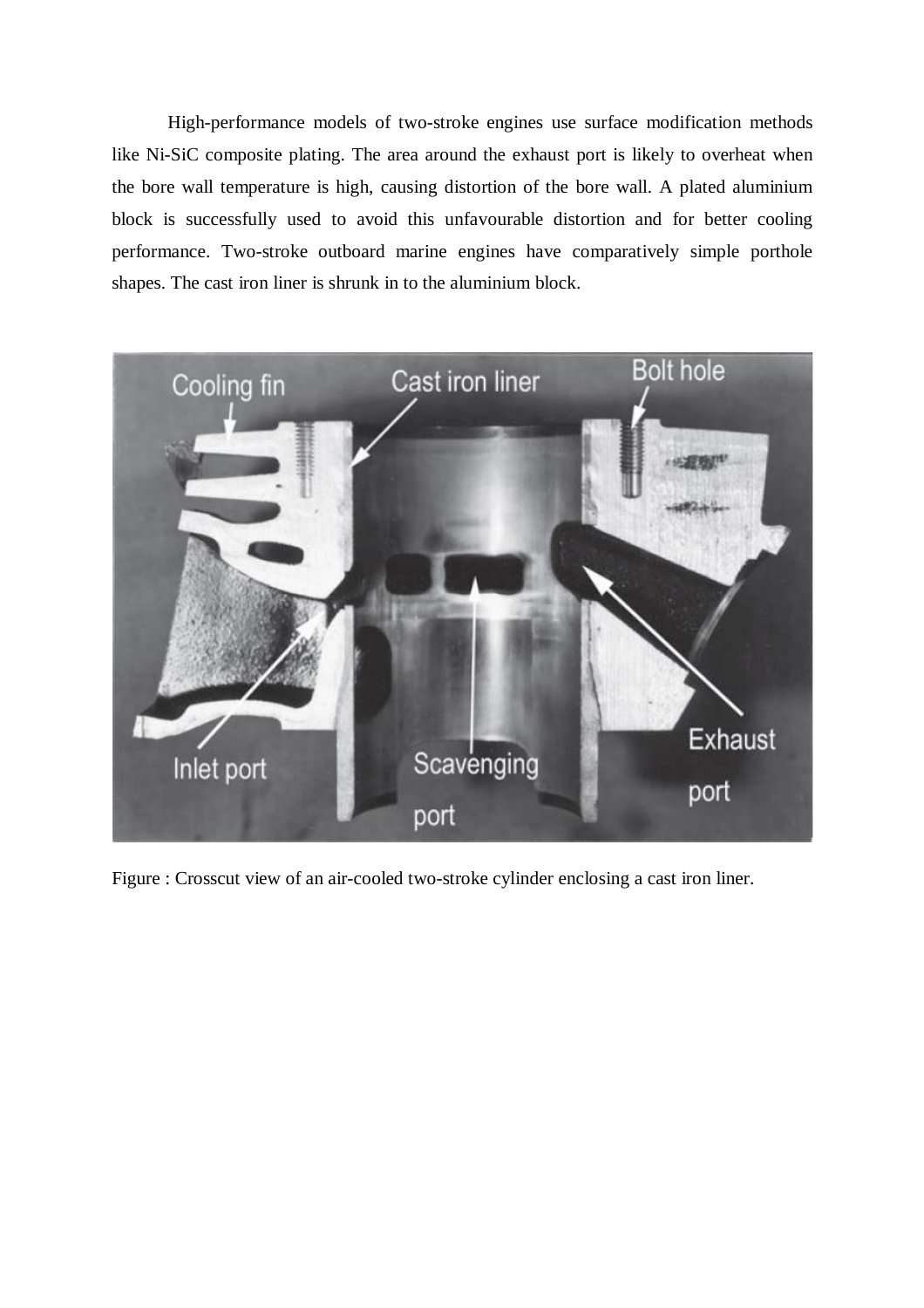High-performance models of two-stroke engines use surface modification methods like Ni-SiC composite plating. The area around the exhaust port is likely to overheat when the bore wall temperature is high, causing distortion of the bore wall. A plated aluminium block is successfully used to avoid this unfavourable distortion and for better cooling performance. Two-stroke outboard marine engines have comparatively simple porthole shapes. The cast iron liner is shrunk in to the aluminium block.

Figure : Crosscut view of an air-cooled two-stroke cylinder enclosing a cast iron liner.